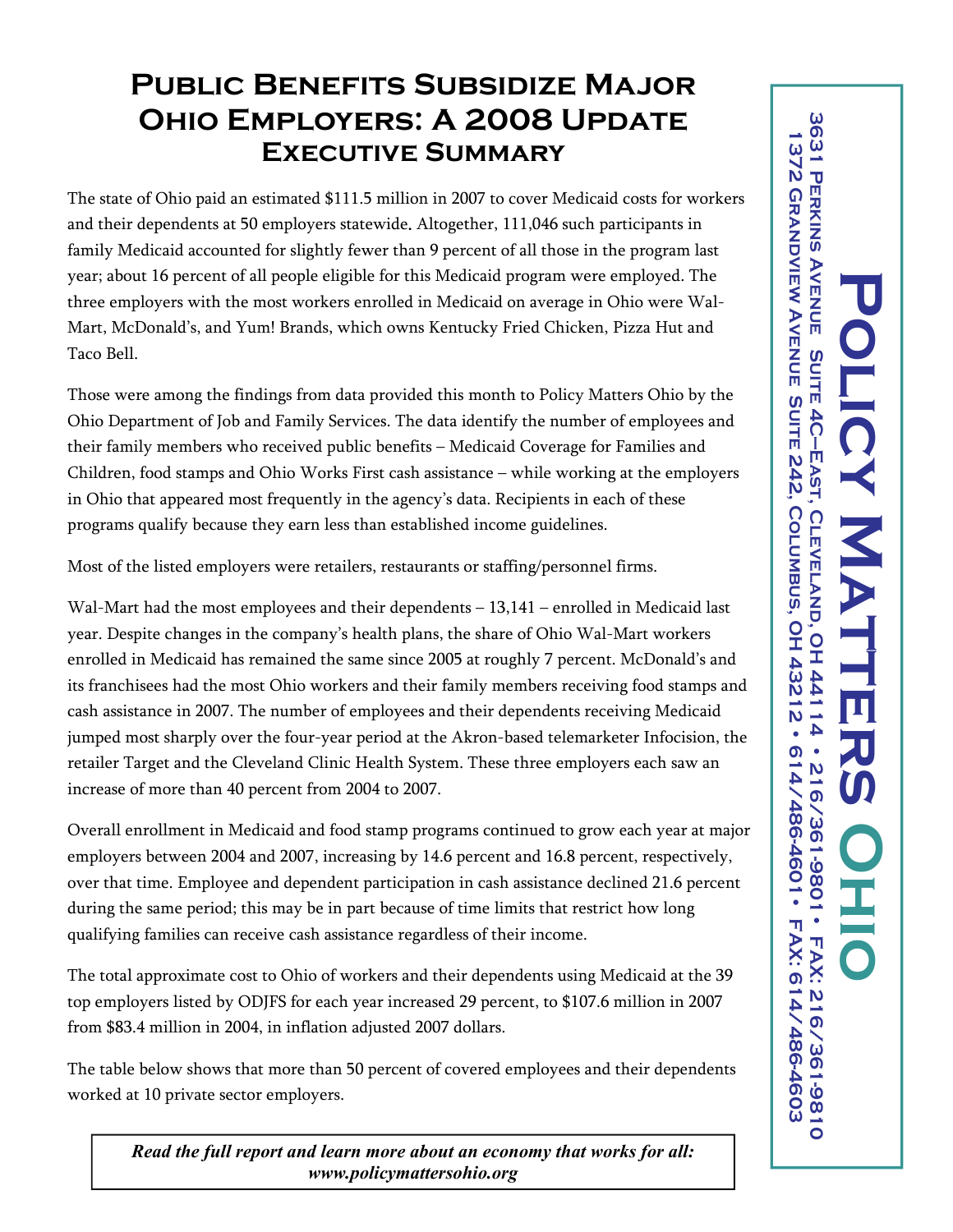# Public Benefits Subsidize Major Ohio Employers: A 2008 Update
## Executive Summary

The state of Ohio paid an estimated $111.5 million in 2007 to cover Medicaid costs for workers and their dependents at 50 employers statewide. Altogether, 111,046 such participants in family Medicaid accounted for slightly fewer than 9 percent of all those in the program last year; about 16 percent of all people eligible for this Medicaid program were employed. The three employers with the most workers enrolled in Medicaid on average in Ohio were Wal-Mart, McDonald's, and Yum! Brands, which owns Kentucky Fried Chicken, Pizza Hut and Taco Bell.

Those were among the findings from data provided this month to Policy Matters Ohio by the Ohio Department of Job and Family Services. The data identify the number of employees and their family members who received public benefits – Medicaid Coverage for Families and Children, food stamps and Ohio Works First cash assistance – while working at the employers in Ohio that appeared most frequently in the agency's data. Recipients in each of these programs qualify because they earn less than established income guidelines.

Most of the listed employers were retailers, restaurants or staffing/personnel firms.

Wal-Mart had the most employees and their dependents – 13,141 – enrolled in Medicaid last year. Despite changes in the company's health plans, the share of Ohio Wal-Mart workers enrolled in Medicaid has remained the same since 2005 at roughly 7 percent. McDonald's and its franchisees had the most Ohio workers and their family members receiving food stamps and cash assistance in 2007. The number of employees and their dependents receiving Medicaid jumped most sharply over the four-year period at the Akron-based telemarketer Infocision, the retailer Target and the Cleveland Clinic Health System. These three employers each saw an increase of more than 40 percent from 2004 to 2007.

Overall enrollment in Medicaid and food stamp programs continued to grow each year at major employers between 2004 and 2007, increasing by 14.6 percent and 16.8 percent, respectively, over that time. Employee and dependent participation in cash assistance declined 21.6 percent during the same period; this may be in part because of time limits that restrict how long qualifying families can receive cash assistance regardless of their income.

The total approximate cost to Ohio of workers and their dependents using Medicaid at the 39 top employers listed by ODJFS for each year increased 29 percent, to $107.6 million in 2007 from $83.4 million in 2004, in inflation adjusted 2007 dollars.

The table below shows that more than 50 percent of covered employees and their dependents worked at 10 private sector employers.

***Read the full report and learn more about an economy that works for all: www.policymattersohio.org***

**Policy Matters Ohio**

3631 Perkins Avenue Suite 4C–East, Cleveland, OH 44114 • 216/361-9801 • Fax: 216/361-9810

1372 Grandview Avenue Suite 242, Columbus, OH 43212 • 614/486-4601 • Fax: 614/486-4603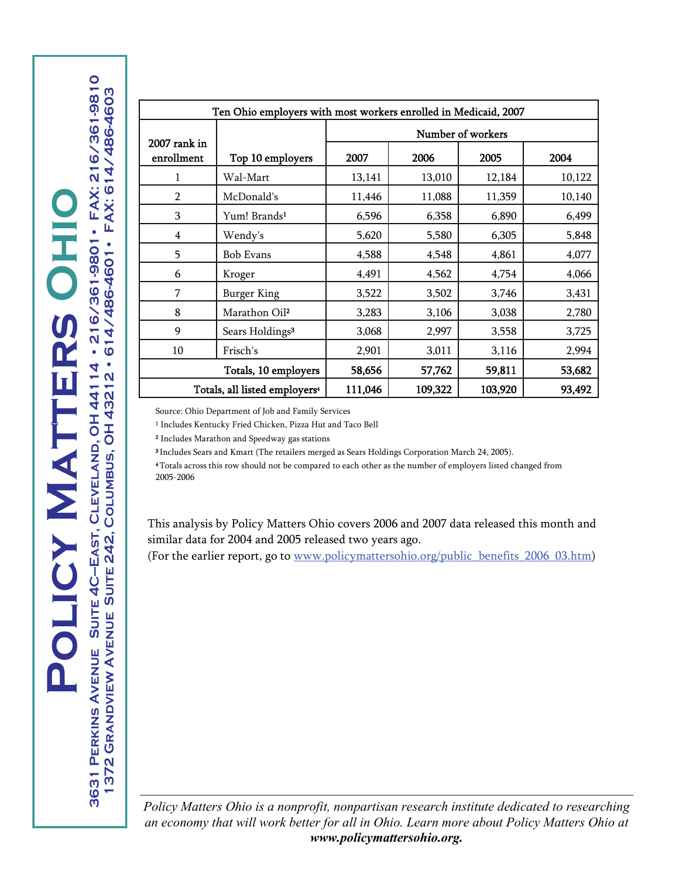| Ten Ohio employers with most workers enrolled in Medicaid, 2007 | | | | | |
|---|---|---|---|---|---|
| 2007 rank in enrollment | Top 10 employers | Number of workers | | | |
| | | 2007 | 2006 | 2005 | 2004 |
| 1 | Wal-Mart | 13,141 | 13,010 | 12,184 | 10,122 |
| 2 | McDonald's | 11,446 | 11,088 | 11,359 | 10,140 |
| 3 | Yum! Brands[1] | 6,596 | 6,358 | 6,890 | 6,499 |
| 4 | Wendy's | 5,620 | 5,580 | 6,305 | 5,848 |
| 5 | Bob Evans | 4,588 | 4,548 | 4,861 | 4,077 |
| 6 | Kroger | 4,491 | 4,562 | 4,754 | 4,066 |
| 7 | Burger King | 3,522 | 3,502 | 3,746 | 3,431 |
| 8 | Marathon Oil[2] | 3,283 | 3,106 | 3,038 | 2,780 |
| 9 | Sears Holdings[3] | 3,068 | 2,997 | 3,558 | 3,725 |
| 10 | Frisch's | 2,901 | 3,011 | 3,116 | 2,994 |
| **Totals, 10 employers** | | **58,656** | **57,762** | **59,811** | **53,682** |
| **Totals, all listed employers[4]** | | **111,046** | **109,322** | **103,920** | **93,492** |

Source: Ohio Department of Job and Family Services

[1] Includes Kentucky Fried Chicken, Pizza Hut and Taco Bell

[2] Includes Marathon and Speedway gas stations

[3] Includes Sears and Kmart (The retailers merged as Sears Holdings Corporation March 24, 2005).

[4] Totals across this row should not be compared to each other as the number of employers listed changed from 2005-2006

This analysis by Policy Matters Ohio covers 2006 and 2007 data released this month and similar data for 2004 and 2005 released two years ago.
(For the earlier report, go to www.policymattersohio.org/public_benefits_2006_03.htm)

*Policy Matters Ohio is a nonprofit, nonpartisan research institute dedicated to researching an economy that will work better for all in Ohio. Learn more about Policy Matters Ohio at **www.policymattersohio.org.***